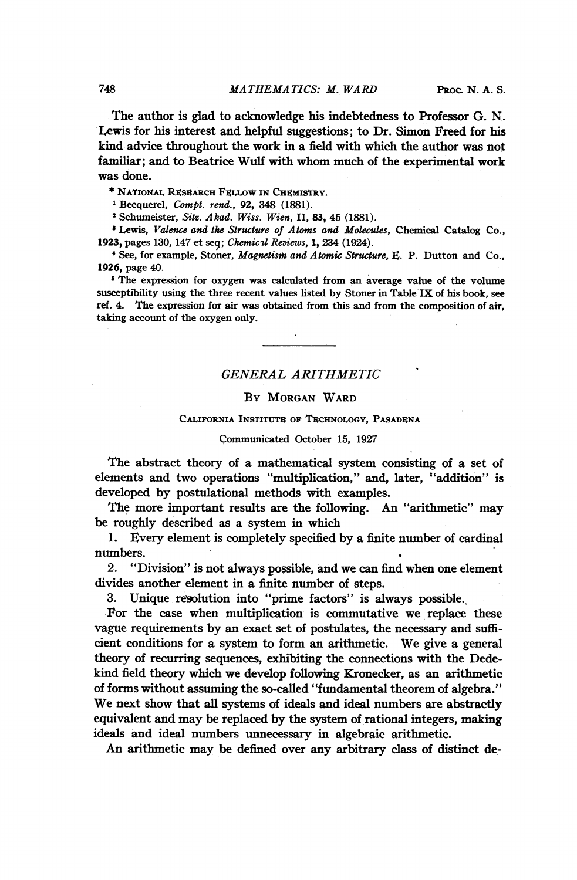The author is glad to acknowledge his indebtedness to Professor G. N. Lewis for his interest and helpful suggestions; to Dr. Simon Freed for his kind advice throughout the work in a field with which the author was not familiar; and to Beatrice Wulf with whom much of the experimental work was done.

* NATIONAL RESEARCH FELLOW IN CHEMISTRY.

[1] Becquerel, *Compt. rend.*, **92**, 348 (1881).

[2] Schumeister, *Sitz. Akad. Wiss. Wien*, II, **83**, 45 (1881).

[3] Lewis, *Valence and the Structure of Atoms and Molecules*, Chemical Catalog Co., **1923**, pages 130, 147 et seq; *Chemical Reviews*, **1**, 234 (1924).

[4] See, for example, Stoner, *Magnetism and Atomic Structure*, E. P. Dutton and Co., **1926**, page 40.

[5] The expression for oxygen was calculated from an average value of the volume susceptibility using the three recent values listed by Stoner in Table IX of his book, see ref. 4. The expression for air was obtained from this and from the composition of air, taking account of the oxygen only.

---

# GENERAL ARITHMETIC

By Morgan Ward

California Institute of Technology, Pasadena

Communicated October 15, 1927

The abstract theory of a mathematical system consisting of a set of elements and two operations "multiplication," and, later, "addition" is developed by postulational methods with examples.

The more important results are the following. An "arithmetic" may be roughly described as a system in which

1. Every element is completely specified by a finite number of cardinal numbers.
2. "Division" is not always possible, and we can find when one element divides another element in a finite number of steps.
3. Unique resolution into "prime factors" is always possible.

For the case when multiplication is commutative we replace these vague requirements by an exact set of postulates, the necessary and sufficient conditions for a system to form an arithmetic. We give a general theory of recurring sequences, exhibiting the connections with the Dedekind field theory which we develop following Kronecker, as an arithmetic of forms without assuming the so-called "fundamental theorem of algebra." We next show that all systems of ideals and ideal numbers are abstractly equivalent and may be replaced by the system of rational integers, making ideals and ideal numbers unnecessary in algebraic arithmetic.

An arithmetic may be defined over any arbitrary class of distinct de-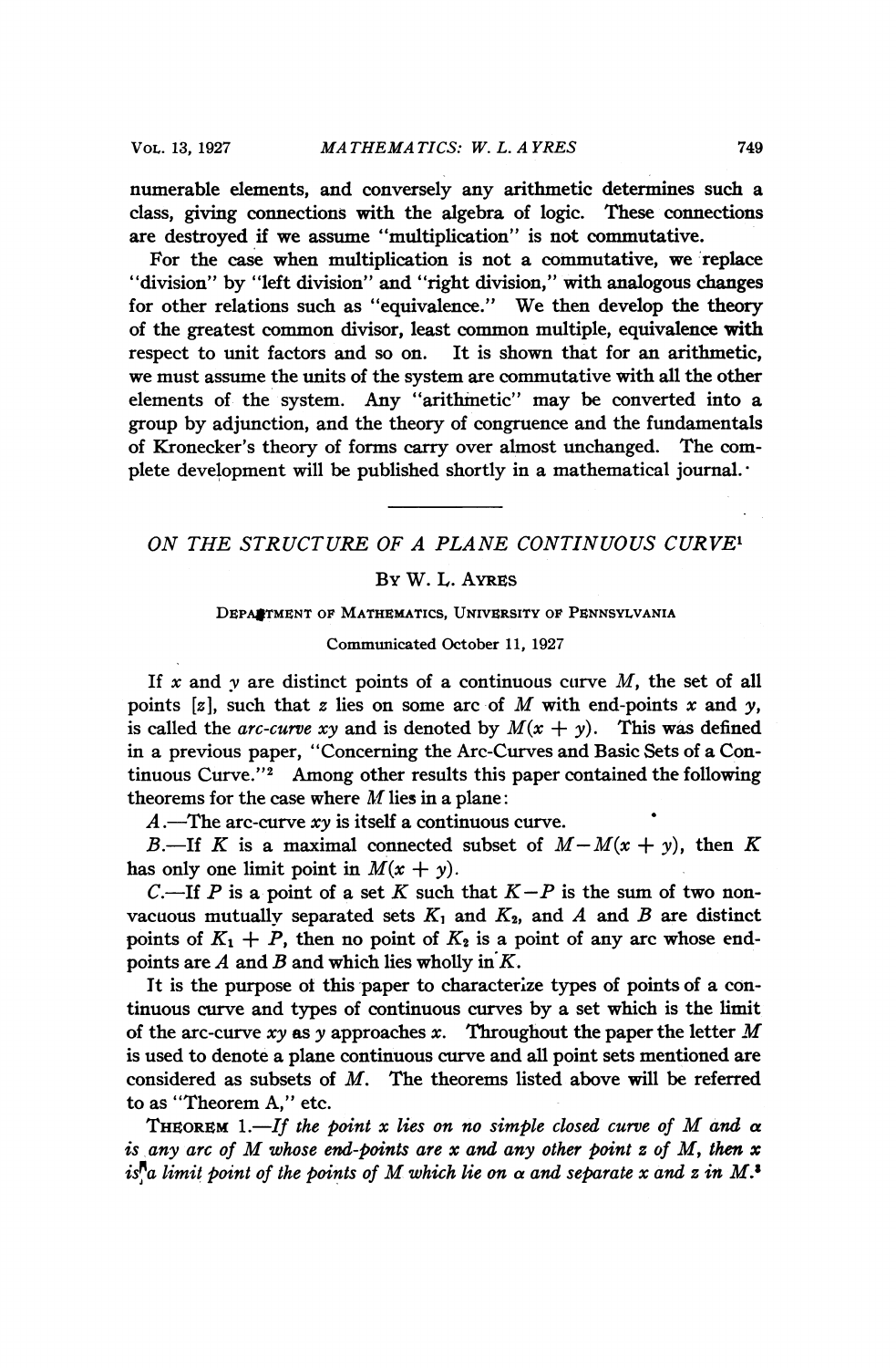numerable elements, and conversely any arithmetic determines such a class, giving connections with the algebra of logic. These connections are destroyed if we assume "multiplication" is not commutative.

For the case when multiplication is not a commutative, we replace "division" by "left division" and "right division," with analogous changes for other relations such as "equivalence." We then develop the theory of the greatest common divisor, least common multiple, equivalence with respect to unit factors and so on. It is shown that for an arithmetic, we must assume the units of the system are commutative with all the other elements of the system. Any "arithmetic" may be converted into a group by adjunction, and the theory of congruence and the fundamentals of Kronecker's theory of forms carry over almost unchanged. The complete development will be published shortly in a mathematical journal.

---

# ON THE STRUCTURE OF A PLANE CONTINUOUS CURVE[1]

By W. L. Ayres

Department of Mathematics, University of Pennsylvania

Communicated October 11, 1927

If $x$ and $y$ are distinct points of a continuous curve $M$, the set of all points $[z]$, such that $z$ lies on some arc of $M$ with end-points $x$ and $y$, is called the *arc-curve* $xy$ and is denoted by $M(x + y)$. This was defined in a previous paper, "Concerning the Arc-Curves and Basic Sets of a Continuous Curve."[2] Among other results this paper contained the following theorems for the case where $M$ lies in a plane:

*A*.—The arc-curve $xy$ is itself a continuous curve.

*B*.—If $K$ is a maximal connected subset of $M - M(x + y)$, then $K$ has only one limit point in $M(x + y)$.

*C*.—If $P$ is a point of a set $K$ such that $K - P$ is the sum of two non-vacuous mutually separated sets $K_1$ and $K_2$, and $A$ and $B$ are distinct points of $K_1 + P$, then no point of $K_2$ is a point of any arc whose end-points are $A$ and $B$ and which lies wholly in $K$.

It is the purpose of this paper to characterize types of points of a continuous curve and types of continuous curves by a set which is the limit of the arc-curve $xy$ as $y$ approaches $x$. Throughout the paper the letter $M$ is used to denote a plane continuous curve and all point sets mentioned are considered as subsets of $M$. The theorems listed above will be referred to as "Theorem A," etc.

Theorem 1.—*If the point $x$ lies on no simple closed curve of $M$ and $\alpha$ is any arc of $M$ whose end-points are $x$ and any other point $z$ of $M$, then $x$ is a limit point of the points of $M$ which lie on $\alpha$ and separate $x$ and $z$ in $M$.*[3]